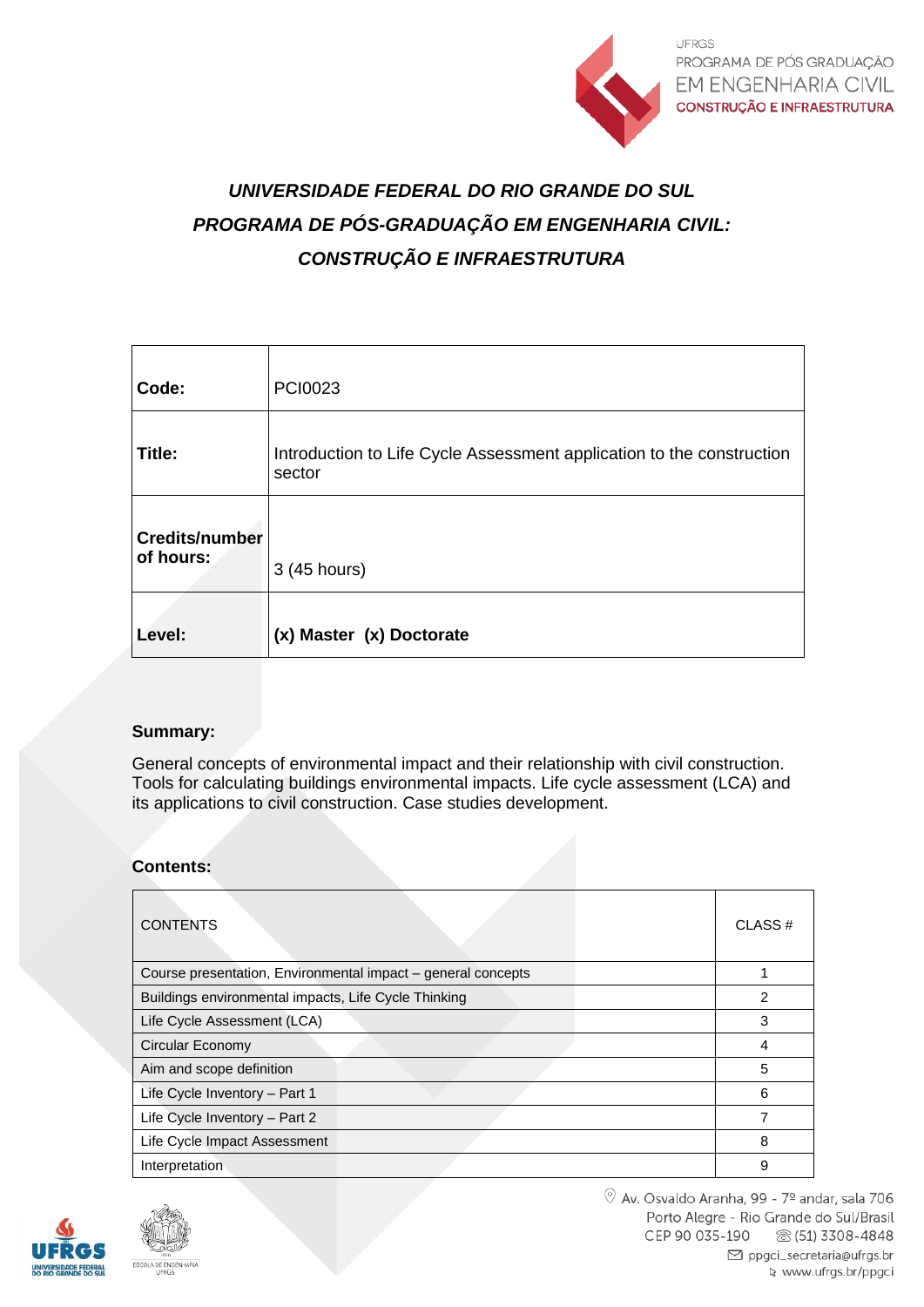# *UNIVERSIDADE FEDERAL DO RIO GRANDE DO SUL*
# *PROGRAMA DE PÓS-GRADUAÇÃO EM ENGENHARIA CIVIL: CONSTRUÇÃO E INFRAESTRUTURA*

| | |
|---|---|
| **Code:** | PCI0023 |
| **Title:** | Introduction to Life Cycle Assessment application to the construction sector |
| **Credits/number of hours:** | 3 (45 hours) |
| **Level:** | **(x) Master (x) Doctorate** |

**Summary:**

General concepts of environmental impact and their relationship with civil construction. Tools for calculating buildings environmental impacts. Life cycle assessment (LCA) and its applications to civil construction. Case studies development.

**Contents:**

| CONTENTS | CLASS # |
|---|---|
| Course presentation, Environmental impact – general concepts | 1 |
| Buildings environmental impacts, Life Cycle Thinking | 2 |
| Life Cycle Assessment (LCA) | 3 |
| Circular Economy | 4 |
| Aim and scope definition | 5 |
| Life Cycle Inventory – Part 1 | 6 |
| Life Cycle Inventory – Part 2 | 7 |
| Life Cycle Impact Assessment | 8 |
| Interpretation | 9 |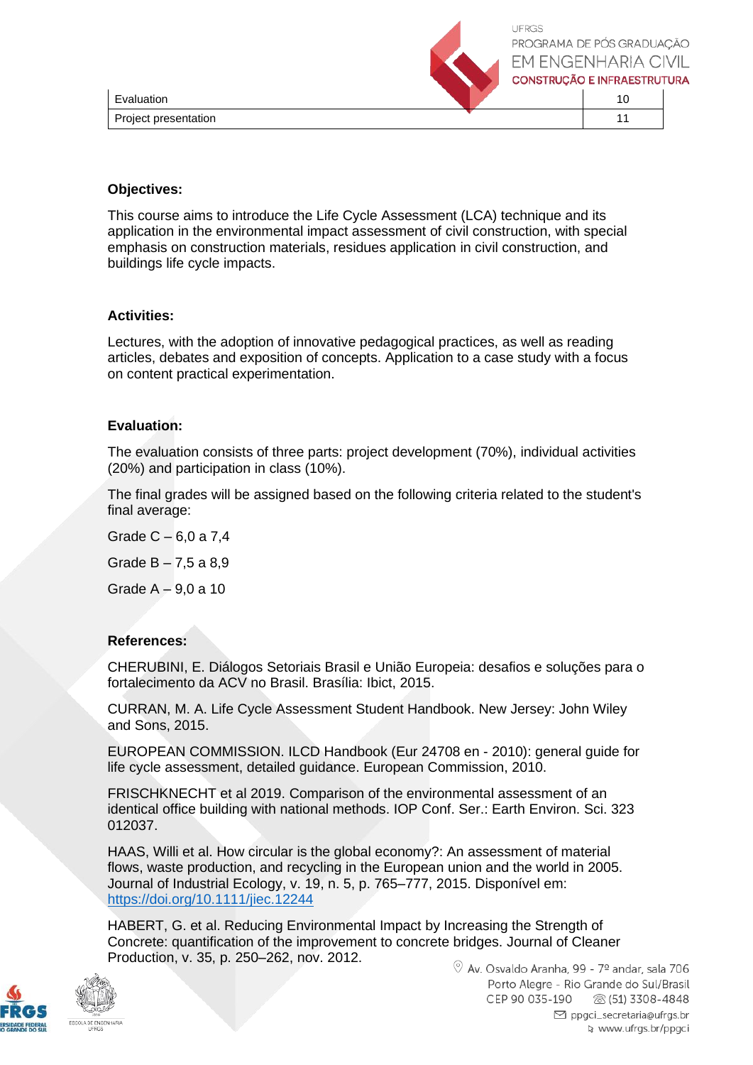| Evaluation | 10 |
|---|---|
| Project presentation | 11 |

**Objectives:**

This course aims to introduce the Life Cycle Assessment (LCA) technique and its application in the environmental impact assessment of civil construction, with special emphasis on construction materials, residues application in civil construction, and buildings life cycle impacts.

**Activities:**

Lectures, with the adoption of innovative pedagogical practices, as well as reading articles, debates and exposition of concepts. Application to a case study with a focus on content practical experimentation.

**Evaluation:**

The evaluation consists of three parts: project development (70%), individual activities (20%) and participation in class (10%).

The final grades will be assigned based on the following criteria related to the student's final average:

Grade C – 6,0 a 7,4

Grade B – 7,5 a 8,9

Grade A – 9,0 a 10

**References:**

CHERUBINI, E. Diálogos Setoriais Brasil e União Europeia: desafios e soluções para o fortalecimento da ACV no Brasil. Brasília: Ibict, 2015.

CURRAN, M. A. Life Cycle Assessment Student Handbook. New Jersey: John Wiley and Sons, 2015.

EUROPEAN COMMISSION. ILCD Handbook (Eur 24708 en - 2010): general guide for life cycle assessment, detailed guidance. European Commission, 2010.

FRISCHKNECHT et al 2019. Comparison of the environmental assessment of an identical office building with national methods. IOP Conf. Ser.: Earth Environ. Sci. 323 012037.

HAAS, Willi et al. How circular is the global economy?: An assessment of material flows, waste production, and recycling in the European union and the world in 2005. Journal of Industrial Ecology, v. 19, n. 5, p. 765–777, 2015. Disponível em: https://doi.org/10.1111/jiec.12244

HABERT, G. et al. Reducing Environmental Impact by Increasing the Strength of Concrete: quantification of the improvement to concrete bridges. Journal of Cleaner Production, v. 35, p. 250–262, nov. 2012.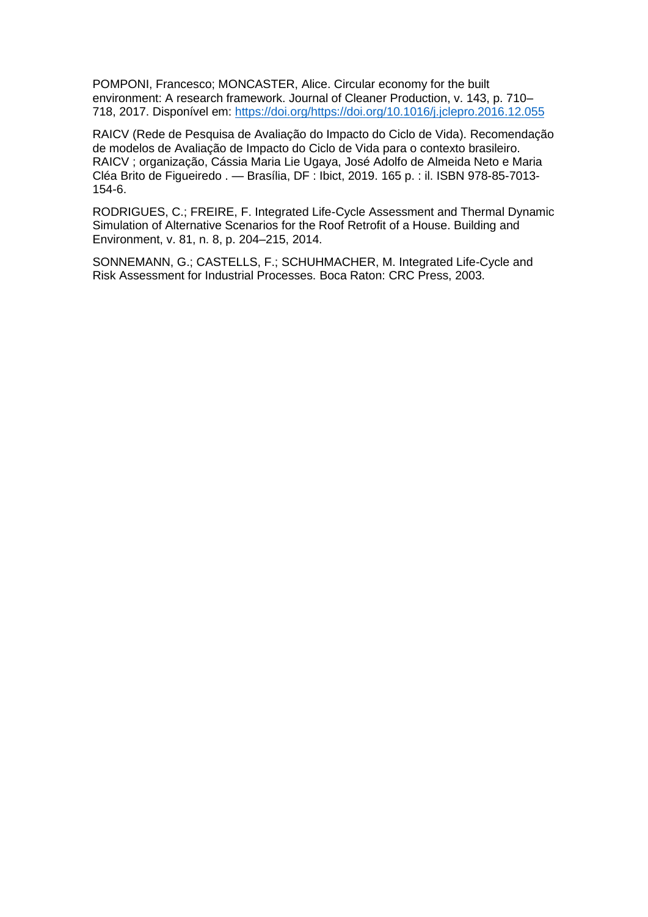POMPONI, Francesco; MONCASTER, Alice. Circular economy for the built environment: A research framework. Journal of Cleaner Production, v. 143, p. 710–718, 2017. Disponível em: https://doi.org/https://doi.org/10.1016/j.jclepro.2016.12.055

RAICV (Rede de Pesquisa de Avaliação do Impacto do Ciclo de Vida). Recomendação de modelos de Avaliação de Impacto do Ciclo de Vida para o contexto brasileiro. RAICV ; organização, Cássia Maria Lie Ugaya, José Adolfo de Almeida Neto e Maria Cléa Brito de Figueiredo . — Brasília, DF : Ibict, 2019. 165 p. : il. ISBN 978-85-7013-154-6.

RODRIGUES, C.; FREIRE, F. Integrated Life-Cycle Assessment and Thermal Dynamic Simulation of Alternative Scenarios for the Roof Retrofit of a House. Building and Environment, v. 81, n. 8, p. 204–215, 2014.

SONNEMANN, G.; CASTELLS, F.; SCHUHMACHER, M. Integrated Life-Cycle and Risk Assessment for Industrial Processes. Boca Raton: CRC Press, 2003.